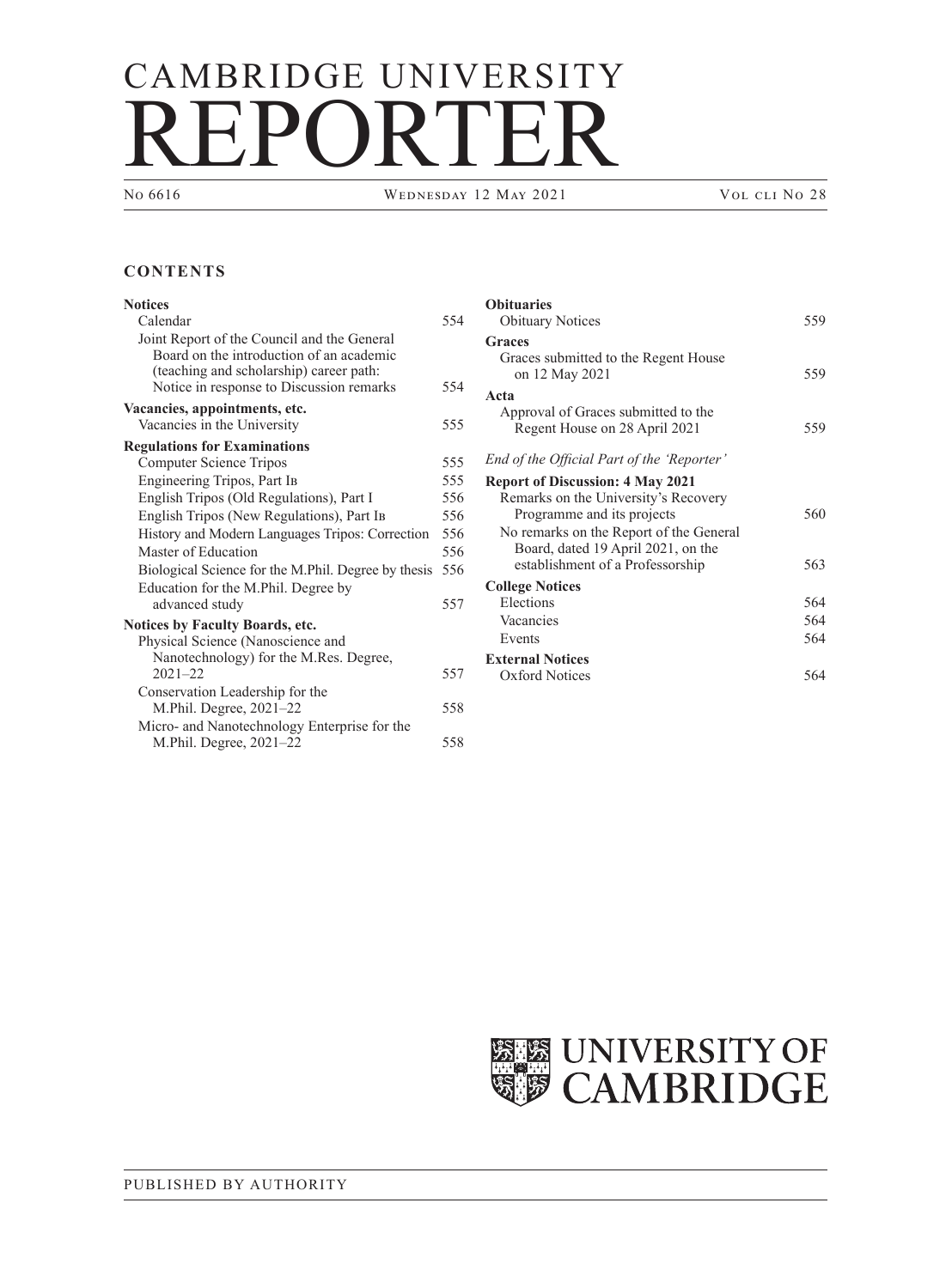# CAMBRIDGE UNIVERSITY REPORTER

No 6616 | Wednesday 12 May 2021 | Vol cli No 28

## CONTENTS

**Notices**

- Calendar 554
- Joint Report of the Council and the General Board on the introduction of an academic (teaching and scholarship) career path: Notice in response to Discussion remarks 554

**Vacancies, appointments, etc.**

- Vacancies in the University 555

**Regulations for Examinations**

- Computer Science Tripos 555
- Engineering Tripos, Part IB 555
- English Tripos (Old Regulations), Part I 556
- English Tripos (New Regulations), Part IB 556
- History and Modern Languages Tripos: Correction 556
- Master of Education 556
- Biological Science for the M.Phil. Degree by thesis 556
- Education for the M.Phil. Degree by advanced study 557

**Notices by Faculty Boards, etc.**

- Physical Science (Nanoscience and Nanotechnology) for the M.Res. Degree, 2021–22 557
- Conservation Leadership for the M.Phil. Degree, 2021–22 558
- Micro- and Nanotechnology Enterprise for the M.Phil. Degree, 2021–22 558

**Obituaries**

- Obituary Notices 559

**Graces**

- Graces submitted to the Regent House on 12 May 2021 559

**Acta**

- Approval of Graces submitted to the Regent House on 28 April 2021 559

*End of the Official Part of the 'Reporter'*

**Report of Discussion: 4 May 2021**

- Remarks on the University's Recovery Programme and its projects 560
- No remarks on the Report of the General Board, dated 19 April 2021, on the establishment of a Professorship 563

**College Notices**

- Elections 564
- Vacancies 564
- Events 564

**External Notices**

- Oxford Notices 564

UNIVERSITY OF CAMBRIDGE

PUBLISHED BY AUTHORITY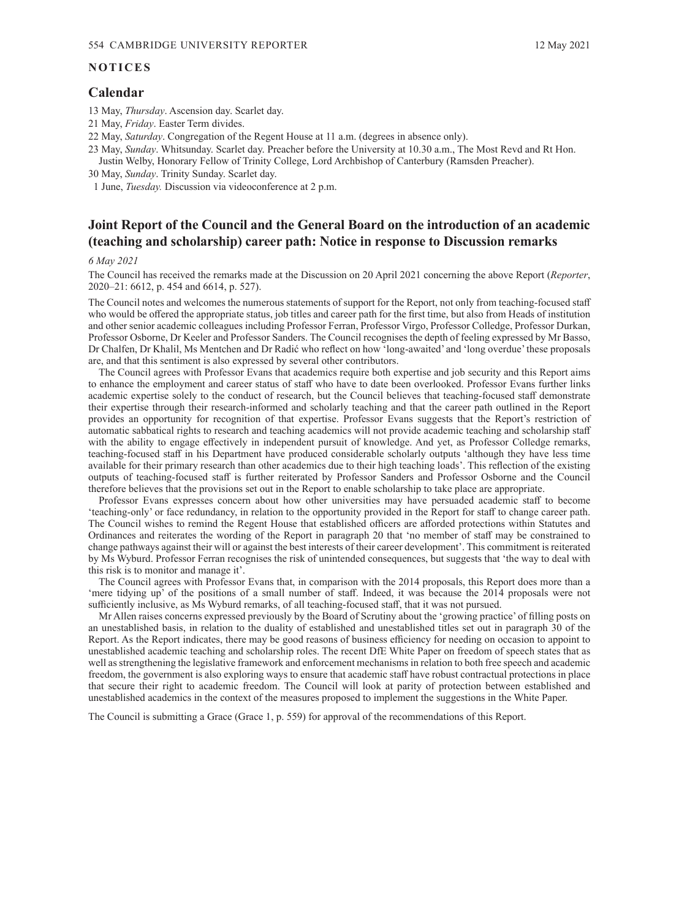## NOTICES

### Calendar

13 May, *Thursday*. Ascension day. Scarlet day.
21 May, *Friday*. Easter Term divides.
22 May, *Saturday*. Congregation of the Regent House at 11 a.m. (degrees in absence only).
23 May, *Sunday*. Whitsunday. Scarlet day. Preacher before the University at 10.30 a.m., The Most Revd and Rt Hon. Justin Welby, Honorary Fellow of Trinity College, Lord Archbishop of Canterbury (Ramsden Preacher).
30 May, *Sunday*. Trinity Sunday. Scarlet day.
1 June, *Tuesday.* Discussion via videoconference at 2 p.m.

### Joint Report of the Council and the General Board on the introduction of an academic (teaching and scholarship) career path: Notice in response to Discussion remarks

*6 May 2021*

The Council has received the remarks made at the Discussion on 20 April 2021 concerning the above Report (*Reporter*, 2020–21: 6612, p. 454 and 6614, p. 527).

The Council notes and welcomes the numerous statements of support for the Report, not only from teaching-focused staff who would be offered the appropriate status, job titles and career path for the first time, but also from Heads of institution and other senior academic colleagues including Professor Ferran, Professor Virgo, Professor Colledge, Professor Durkan, Professor Osborne, Dr Keeler and Professor Sanders. The Council recognises the depth of feeling expressed by Mr Basso, Dr Chalfen, Dr Khalil, Ms Mentchen and Dr Radić who reflect on how 'long-awaited' and 'long overdue' these proposals are, and that this sentiment is also expressed by several other contributors.

The Council agrees with Professor Evans that academics require both expertise and job security and this Report aims to enhance the employment and career status of staff who have to date been overlooked. Professor Evans further links academic expertise solely to the conduct of research, but the Council believes that teaching-focused staff demonstrate their expertise through their research-informed and scholarly teaching and that the career path outlined in the Report provides an opportunity for recognition of that expertise. Professor Evans suggests that the Report's restriction of automatic sabbatical rights to research and teaching academics will not provide academic teaching and scholarship staff with the ability to engage effectively in independent pursuit of knowledge. And yet, as Professor Colledge remarks, teaching-focused staff in his Department have produced considerable scholarly outputs 'although they have less time available for their primary research than other academics due to their high teaching loads'. This reflection of the existing outputs of teaching-focused staff is further reiterated by Professor Sanders and Professor Osborne and the Council therefore believes that the provisions set out in the Report to enable scholarship to take place are appropriate.

Professor Evans expresses concern about how other universities may have persuaded academic staff to become 'teaching-only' or face redundancy, in relation to the opportunity provided in the Report for staff to change career path. The Council wishes to remind the Regent House that established officers are afforded protections within Statutes and Ordinances and reiterates the wording of the Report in paragraph 20 that 'no member of staff may be constrained to change pathways against their will or against the best interests of their career development'. This commitment is reiterated by Ms Wyburd. Professor Ferran recognises the risk of unintended consequences, but suggests that 'the way to deal with this risk is to monitor and manage it'.

The Council agrees with Professor Evans that, in comparison with the 2014 proposals, this Report does more than a 'mere tidying up' of the positions of a small number of staff. Indeed, it was because the 2014 proposals were not sufficiently inclusive, as Ms Wyburd remarks, of all teaching-focused staff, that it was not pursued.

Mr Allen raises concerns expressed previously by the Board of Scrutiny about the 'growing practice' of filling posts on an unestablished basis, in relation to the duality of established and unestablished titles set out in paragraph 30 of the Report. As the Report indicates, there may be good reasons of business efficiency for needing on occasion to appoint to unestablished academic teaching and scholarship roles. The recent DfE White Paper on freedom of speech states that as well as strengthening the legislative framework and enforcement mechanisms in relation to both free speech and academic freedom, the government is also exploring ways to ensure that academic staff have robust contractual protections in place that secure their right to academic freedom. The Council will look at parity of protection between established and unestablished academics in the context of the measures proposed to implement the suggestions in the White Paper.

The Council is submitting a Grace (Grace 1, p. 559) for approval of the recommendations of this Report.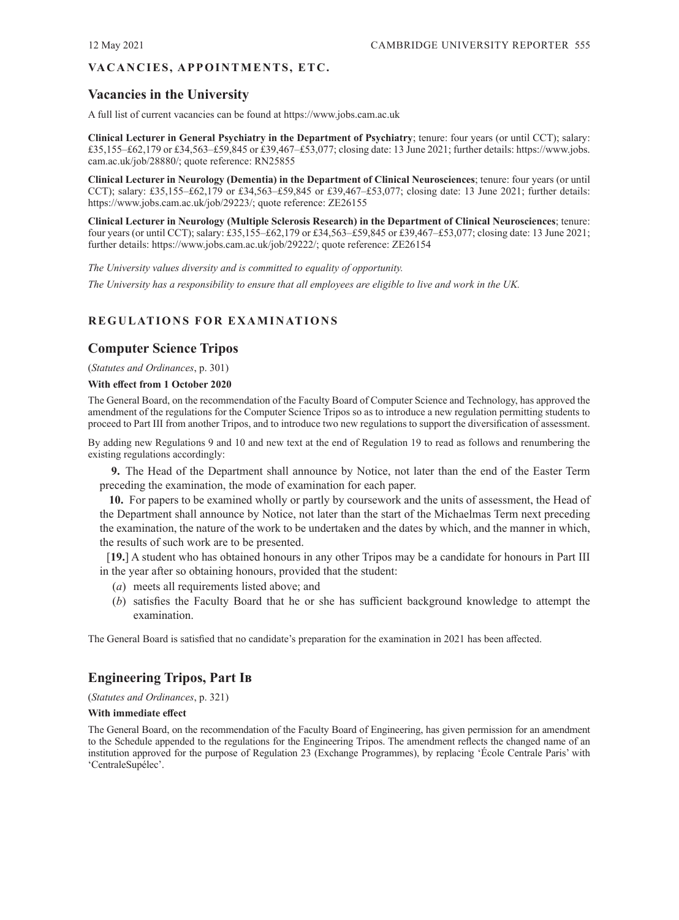## VACANCIES, APPOINTMENTS, ETC.

### Vacancies in the University

A full list of current vacancies can be found at https://www.jobs.cam.ac.uk

**Clinical Lecturer in General Psychiatry in the Department of Psychiatry**; tenure: four years (or until CCT); salary: £35,155–£62,179 or £34,563–£59,845 or £39,467–£53,077; closing date: 13 June 2021; further details: https://www.jobs.cam.ac.uk/job/28880/; quote reference: RN25855

**Clinical Lecturer in Neurology (Dementia) in the Department of Clinical Neurosciences**; tenure: four years (or until CCT); salary: £35,155–£62,179 or £34,563–£59,845 or £39,467–£53,077; closing date: 13 June 2021; further details: https://www.jobs.cam.ac.uk/job/29223/; quote reference: ZE26155

**Clinical Lecturer in Neurology (Multiple Sclerosis Research) in the Department of Clinical Neurosciences**; tenure: four years (or until CCT); salary: £35,155–£62,179 or £34,563–£59,845 or £39,467–£53,077; closing date: 13 June 2021; further details: https://www.jobs.cam.ac.uk/job/29222/; quote reference: ZE26154

*The University values diversity and is committed to equality of opportunity.*

*The University has a responsibility to ensure that all employees are eligible to live and work in the UK.*

## REGULATIONS FOR EXAMINATIONS

### Computer Science Tripos

(*Statutes and Ordinances*, p. 301)

**With effect from 1 October 2020**

The General Board, on the recommendation of the Faculty Board of Computer Science and Technology, has approved the amendment of the regulations for the Computer Science Tripos so as to introduce a new regulation permitting students to proceed to Part III from another Tripos, and to introduce two new regulations to support the diversification of assessment.

By adding new Regulations 9 and 10 and new text at the end of Regulation 19 to read as follows and renumbering the existing regulations accordingly:

**9.** The Head of the Department shall announce by Notice, not later than the end of the Easter Term preceding the examination, the mode of examination for each paper.

**10.** For papers to be examined wholly or partly by coursework and the units of assessment, the Head of the Department shall announce by Notice, not later than the start of the Michaelmas Term next preceding the examination, the nature of the work to be undertaken and the dates by which, and the manner in which, the results of such work are to be presented.

[**19.**] A student who has obtained honours in any other Tripos may be a candidate for honours in Part III in the year after so obtaining honours, provided that the student:

(*a*) meets all requirements listed above; and

(*b*) satisfies the Faculty Board that he or she has sufficient background knowledge to attempt the examination.

The General Board is satisfied that no candidate's preparation for the examination in 2021 has been affected.

### Engineering Tripos, Part IB

(*Statutes and Ordinances*, p. 321)

**With immediate effect**

The General Board, on the recommendation of the Faculty Board of Engineering, has given permission for an amendment to the Schedule appended to the regulations for the Engineering Tripos. The amendment reflects the changed name of an institution approved for the purpose of Regulation 23 (Exchange Programmes), by replacing 'École Centrale Paris' with 'CentraleSupélec'.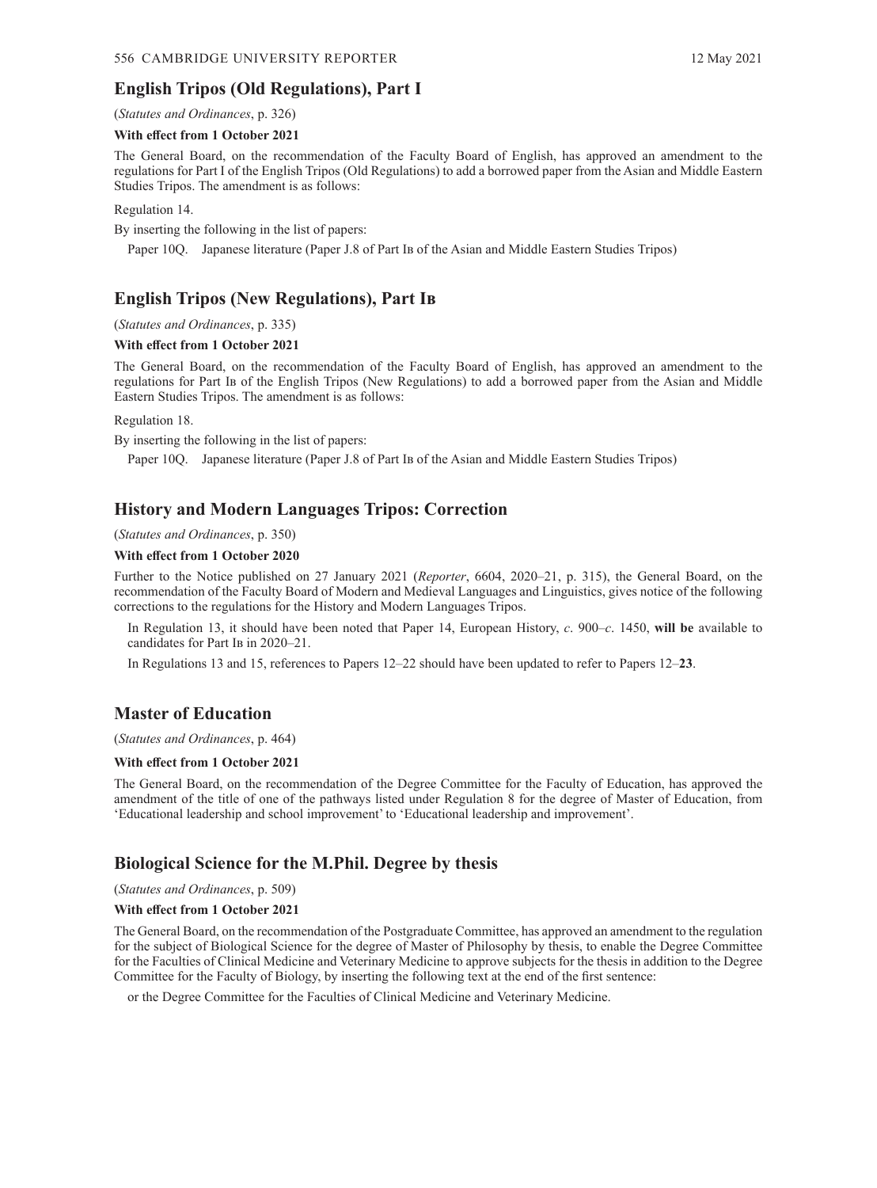## English Tripos (Old Regulations), Part I

(*Statutes and Ordinances*, p. 326)

**With effect from 1 October 2021**

The General Board, on the recommendation of the Faculty Board of English, has approved an amendment to the regulations for Part I of the English Tripos (Old Regulations) to add a borrowed paper from the Asian and Middle Eastern Studies Tripos. The amendment is as follows:

Regulation 14.

By inserting the following in the list of papers:

Paper 10Q. Japanese literature (Paper J.8 of Part IB of the Asian and Middle Eastern Studies Tripos)

## English Tripos (New Regulations), Part IB

(*Statutes and Ordinances*, p. 335)

**With effect from 1 October 2021**

The General Board, on the recommendation of the Faculty Board of English, has approved an amendment to the regulations for Part IB of the English Tripos (New Regulations) to add a borrowed paper from the Asian and Middle Eastern Studies Tripos. The amendment is as follows:

Regulation 18.

By inserting the following in the list of papers:

Paper 10Q. Japanese literature (Paper J.8 of Part IB of the Asian and Middle Eastern Studies Tripos)

## History and Modern Languages Tripos: Correction

(*Statutes and Ordinances*, p. 350)

**With effect from 1 October 2020**

Further to the Notice published on 27 January 2021 (*Reporter*, 6604, 2020–21, p. 315), the General Board, on the recommendation of the Faculty Board of Modern and Medieval Languages and Linguistics, gives notice of the following corrections to the regulations for the History and Modern Languages Tripos.

In Regulation 13, it should have been noted that Paper 14, European History, *c*. 900–*c*. 1450, **will be** available to candidates for Part IB in 2020–21.

In Regulations 13 and 15, references to Papers 12–22 should have been updated to refer to Papers 12–**23**.

## Master of Education

(*Statutes and Ordinances*, p. 464)

**With effect from 1 October 2021**

The General Board, on the recommendation of the Degree Committee for the Faculty of Education, has approved the amendment of the title of one of the pathways listed under Regulation 8 for the degree of Master of Education, from 'Educational leadership and school improvement' to 'Educational leadership and improvement'.

## Biological Science for the M.Phil. Degree by thesis

(*Statutes and Ordinances*, p. 509)

**With effect from 1 October 2021**

The General Board, on the recommendation of the Postgraduate Committee, has approved an amendment to the regulation for the subject of Biological Science for the degree of Master of Philosophy by thesis, to enable the Degree Committee for the Faculties of Clinical Medicine and Veterinary Medicine to approve subjects for the thesis in addition to the Degree Committee for the Faculty of Biology, by inserting the following text at the end of the first sentence:

or the Degree Committee for the Faculties of Clinical Medicine and Veterinary Medicine.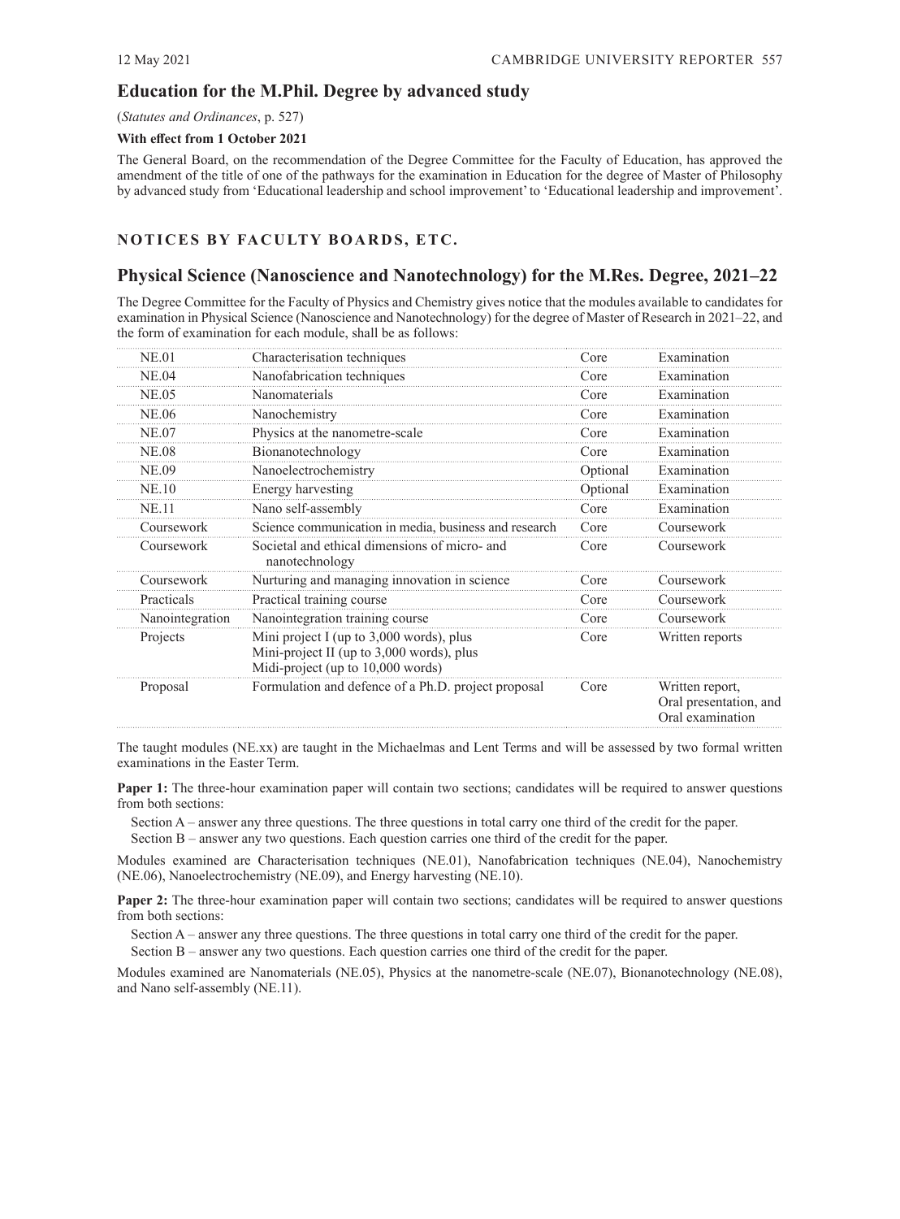## Education for the M.Phil. Degree by advanced study

(*Statutes and Ordinances*, p. 527)

**With effect from 1 October 2021**

The General Board, on the recommendation of the Degree Committee for the Faculty of Education, has approved the amendment of the title of one of the pathways for the examination in Education for the degree of Master of Philosophy by advanced study from 'Educational leadership and school improvement' to 'Educational leadership and improvement'.

# NOTICES BY FACULTY BOARDS, ETC.

## Physical Science (Nanoscience and Nanotechnology) for the M.Res. Degree, 2021–22

The Degree Committee for the Faculty of Physics and Chemistry gives notice that the modules available to candidates for examination in Physical Science (Nanoscience and Nanotechnology) for the degree of Master of Research in 2021–22, and the form of examination for each module, shall be as follows:

| | | | |
|---|---|---|---|
| NE.01 | Characterisation techniques | Core | Examination |
| NE.04 | Nanofabrication techniques | Core | Examination |
| NE.05 | Nanomaterials | Core | Examination |
| NE.06 | Nanochemistry | Core | Examination |
| NE.07 | Physics at the nanometre-scale | Core | Examination |
| NE.08 | Bionanotechnology | Core | Examination |
| NE.09 | Nanoelectrochemistry | Optional | Examination |
| NE.10 | Energy harvesting | Optional | Examination |
| NE.11 | Nano self-assembly | Core | Examination |
| Coursework | Science communication in media, business and research | Core | Coursework |
| Coursework | Societal and ethical dimensions of micro- and nanotechnology | Core | Coursework |
| Coursework | Nurturing and managing innovation in science | Core | Coursework |
| Practicals | Practical training course | Core | Coursework |
| Nanointegration | Nanointegration training course | Core | Coursework |
| Projects | Mini project I (up to 3,000 words), plus Mini-project II (up to 3,000 words), plus Midi-project (up to 10,000 words) | Core | Written reports |
| Proposal | Formulation and defence of a Ph.D. project proposal | Core | Written report, Oral presentation, and Oral examination |

The taught modules (NE.xx) are taught in the Michaelmas and Lent Terms and will be assessed by two formal written examinations in the Easter Term.

**Paper 1:** The three-hour examination paper will contain two sections; candidates will be required to answer questions from both sections:

Section A – answer any three questions. The three questions in total carry one third of the credit for the paper.
Section B – answer any two questions. Each question carries one third of the credit for the paper.

Modules examined are Characterisation techniques (NE.01), Nanofabrication techniques (NE.04), Nanochemistry (NE.06), Nanoelectrochemistry (NE.09), and Energy harvesting (NE.10).

**Paper 2:** The three-hour examination paper will contain two sections; candidates will be required to answer questions from both sections:

Section A – answer any three questions. The three questions in total carry one third of the credit for the paper.
Section B – answer any two questions. Each question carries one third of the credit for the paper.

Modules examined are Nanomaterials (NE.05), Physics at the nanometre-scale (NE.07), Bionanotechnology (NE.08), and Nano self-assembly (NE.11).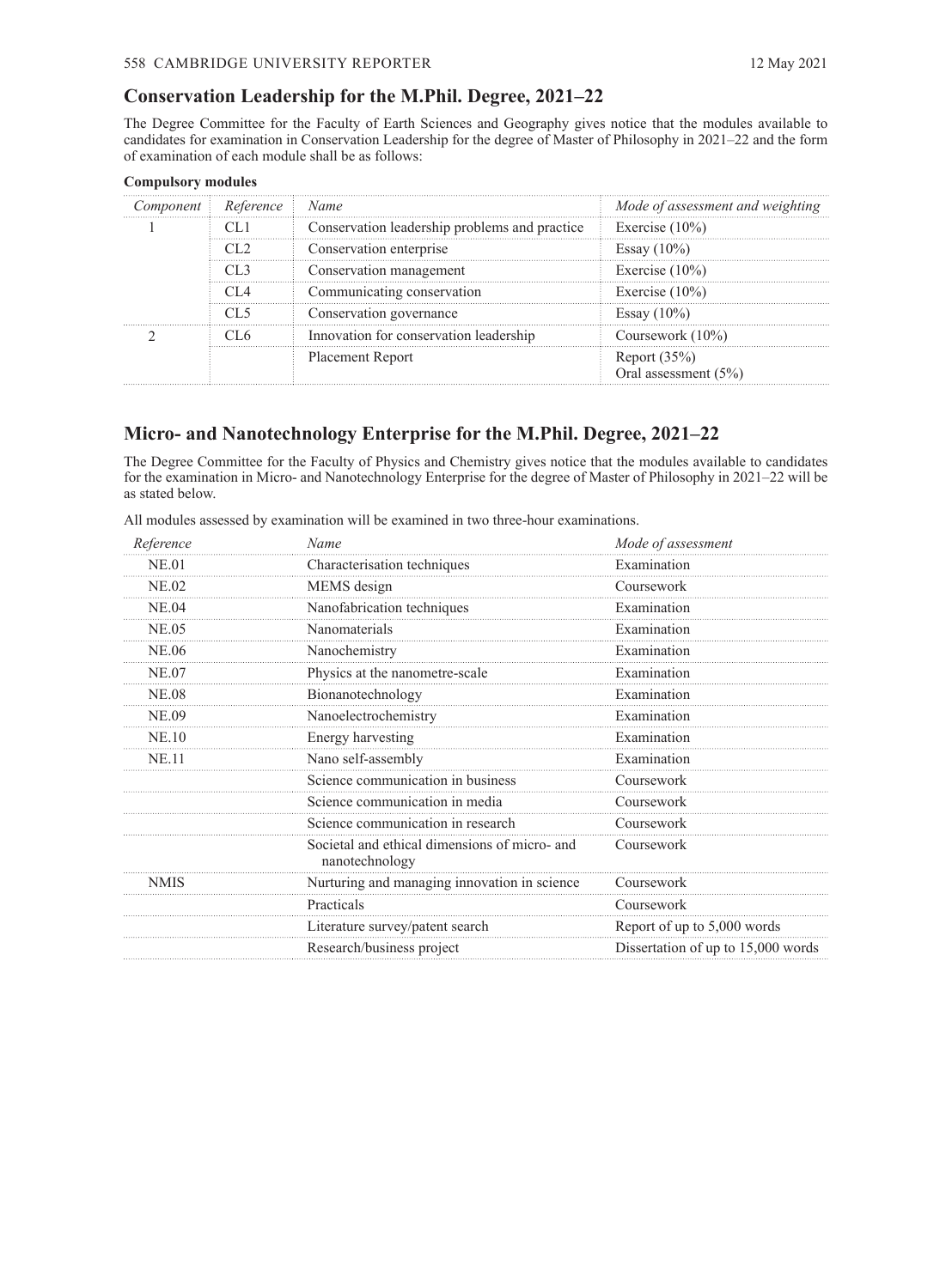## Conservation Leadership for the M.Phil. Degree, 2021–22

The Degree Committee for the Faculty of Earth Sciences and Geography gives notice that the modules available to candidates for examination in Conservation Leadership for the degree of Master of Philosophy in 2021–22 and the form of examination of each module shall be as follows:

**Compulsory modules**

| *Component* | *Reference* | *Name* | *Mode of assessment and weighting* |
|---|---|---|---|
| 1 | CL1 | Conservation leadership problems and practice | Exercise (10%) |
| | CL2 | Conservation enterprise | Essay (10%) |
| | CL3 | Conservation management | Exercise (10%) |
| | CL4 | Communicating conservation | Exercise (10%) |
| | CL5 | Conservation governance | Essay (10%) |
| 2 | CL6 | Innovation for conservation leadership | Coursework (10%) |
| | | Placement Report | Report (35%)<br>Oral assessment (5%) |

## Micro- and Nanotechnology Enterprise for the M.Phil. Degree, 2021–22

The Degree Committee for the Faculty of Physics and Chemistry gives notice that the modules available to candidates for the examination in Micro- and Nanotechnology Enterprise for the degree of Master of Philosophy in 2021–22 will be as stated below.

All modules assessed by examination will be examined in two three-hour examinations.

| *Reference* | *Name* | *Mode of assessment* |
|---|---|---|
| NE.01 | Characterisation techniques | Examination |
| NE.02 | MEMS design | Coursework |
| NE.04 | Nanofabrication techniques | Examination |
| NE.05 | Nanomaterials | Examination |
| NE.06 | Nanochemistry | Examination |
| NE.07 | Physics at the nanometre-scale | Examination |
| NE.08 | Bionanotechnology | Examination |
| NE.09 | Nanoelectrochemistry | Examination |
| NE.10 | Energy harvesting | Examination |
| NE.11 | Nano self-assembly | Examination |
| | Science communication in business | Coursework |
| | Science communication in media | Coursework |
| | Science communication in research | Coursework |
| | Societal and ethical dimensions of micro- and nanotechnology | Coursework |
| NMIS | Nurturing and managing innovation in science | Coursework |
| | Practicals | Coursework |
| | Literature survey/patent search | Report of up to 5,000 words |
| | Research/business project | Dissertation of up to 15,000 words |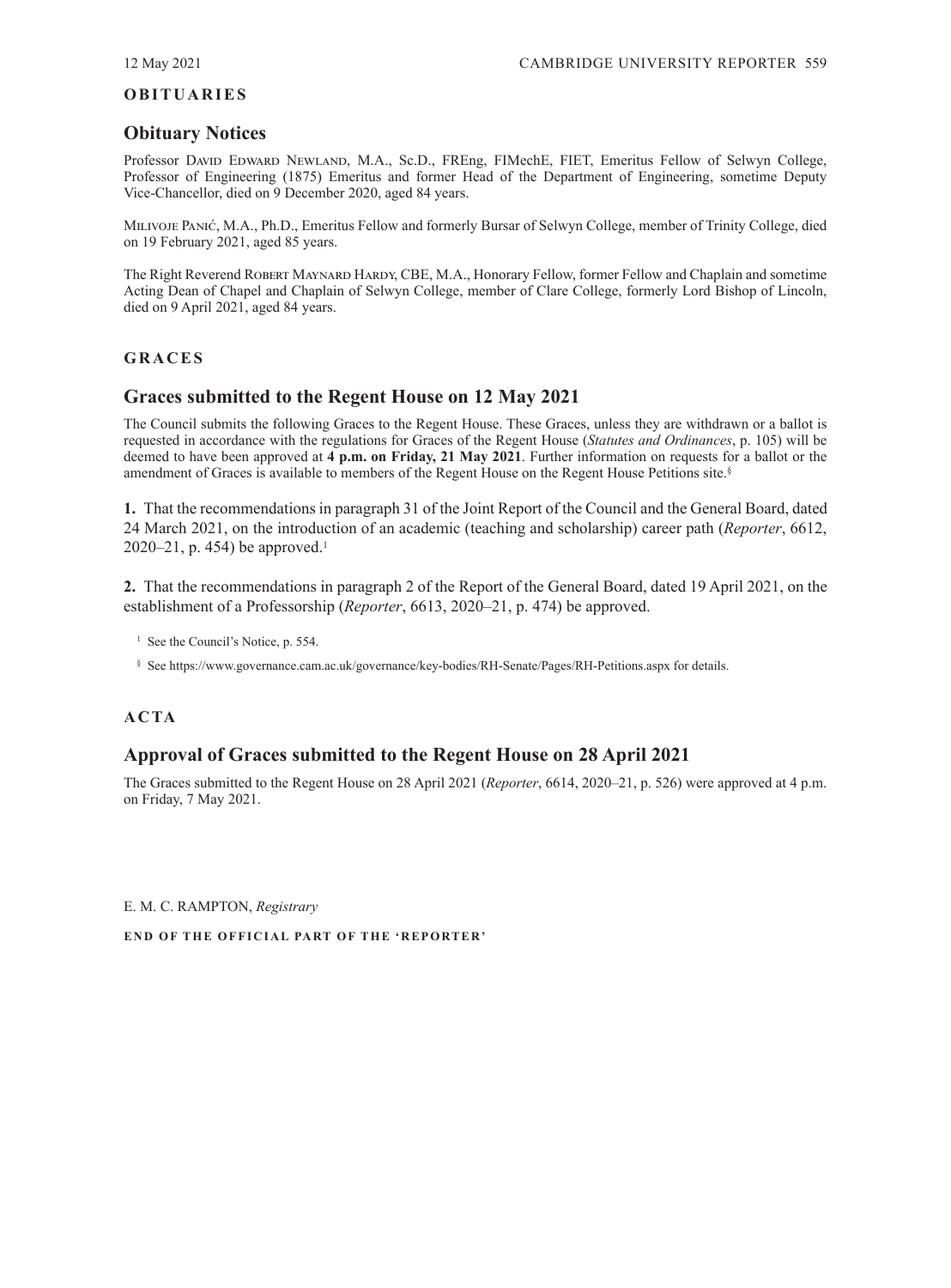## OBITUARIES

### Obituary Notices

Professor David Edward Newland, M.A., Sc.D., FREng, FIMechE, FIET, Emeritus Fellow of Selwyn College, Professor of Engineering (1875) Emeritus and former Head of the Department of Engineering, sometime Deputy Vice-Chancellor, died on 9 December 2020, aged 84 years.

Milivoje Panić, M.A., Ph.D., Emeritus Fellow and formerly Bursar of Selwyn College, member of Trinity College, died on 19 February 2021, aged 85 years.

The Right Reverend Robert Maynard Hardy, CBE, M.A., Honorary Fellow, former Fellow and Chaplain and sometime Acting Dean of Chapel and Chaplain of Selwyn College, member of Clare College, formerly Lord Bishop of Lincoln, died on 9 April 2021, aged 84 years.

## GRACES

### Graces submitted to the Regent House on 12 May 2021

The Council submits the following Graces to the Regent House. These Graces, unless they are withdrawn or a ballot is requested in accordance with the regulations for Graces of the Regent House (*Statutes and Ordinances*, p. 105) will be deemed to have been approved at **4 p.m. on Friday, 21 May 2021**. Further information on requests for a ballot or the amendment of Graces is available to members of the Regent House on the Regent House Petitions site.[§]

**1.** That the recommendations in paragraph 31 of the Joint Report of the Council and the General Board, dated 24 March 2021, on the introduction of an academic (teaching and scholarship) career path (*Reporter*, 6612, 2020–21, p. 454) be approved.[1]

**2.** That the recommendations in paragraph 2 of the Report of the General Board, dated 19 April 2021, on the establishment of a Professorship (*Reporter*, 6613, 2020–21, p. 474) be approved.

[1] See the Council's Notice, p. 554.

[§] See https://www.governance.cam.ac.uk/governance/key-bodies/RH-Senate/Pages/RH-Petitions.aspx for details.

## ACTA

### Approval of Graces submitted to the Regent House on 28 April 2021

The Graces submitted to the Regent House on 28 April 2021 (*Reporter*, 6614, 2020–21, p. 526) were approved at 4 p.m. on Friday, 7 May 2021.

E. M. C. RAMPTON, *Registrary*

**END OF THE OFFICIAL PART OF THE 'REPORTER'**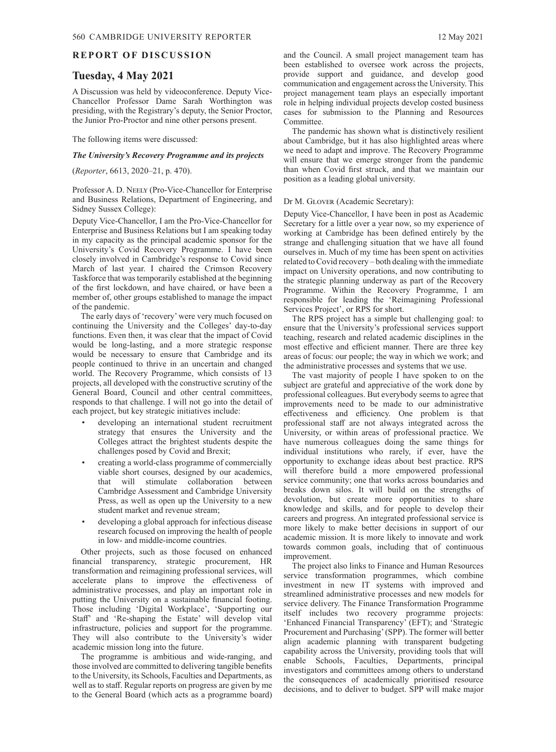## REPORT OF DISCUSSION

## Tuesday, 4 May 2021

A Discussion was held by videoconference. Deputy Vice-Chancellor Professor Dame Sarah Worthington was presiding, with the Registrary's deputy, the Senior Proctor, the Junior Pro-Proctor and nine other persons present.

The following items were discussed:

### *The University's Recovery Programme and its projects*

(*Reporter*, 6613, 2020–21, p. 470).

Professor A. D. Neely (Pro-Vice-Chancellor for Enterprise and Business Relations, Department of Engineering, and Sidney Sussex College):

Deputy Vice-Chancellor, I am the Pro-Vice-Chancellor for Enterprise and Business Relations but I am speaking today in my capacity as the principal academic sponsor for the University's Covid Recovery Programme. I have been closely involved in Cambridge's response to Covid since March of last year. I chaired the Crimson Recovery Taskforce that was temporarily established at the beginning of the first lockdown, and have chaired, or have been a member of, other groups established to manage the impact of the pandemic.

The early days of 'recovery' were very much focused on continuing the University and the Colleges' day-to-day functions. Even then, it was clear that the impact of Covid would be long-lasting, and a more strategic response would be necessary to ensure that Cambridge and its people continued to thrive in an uncertain and changed world. The Recovery Programme, which consists of 13 projects, all developed with the constructive scrutiny of the General Board, Council and other central committees, responds to that challenge. I will not go into the detail of each project, but key strategic initiatives include:

- developing an international student recruitment strategy that ensures the University and the Colleges attract the brightest students despite the challenges posed by Covid and Brexit;
- creating a world-class programme of commercially viable short courses, designed by our academics, that will stimulate collaboration between Cambridge Assessment and Cambridge University Press, as well as open up the University to a new student market and revenue stream;
- developing a global approach for infectious disease research focused on improving the health of people in low- and middle-income countries.

Other projects, such as those focused on enhanced financial transparency, strategic procurement, HR transformation and reimagining professional services, will accelerate plans to improve the effectiveness of administrative processes, and play an important role in putting the University on a sustainable financial footing. Those including 'Digital Workplace', 'Supporting our Staff' and 'Re-shaping the Estate' will develop vital infrastructure, policies and support for the programme. They will also contribute to the University's wider academic mission long into the future.

The programme is ambitious and wide-ranging, and those involved are committed to delivering tangible benefits to the University, its Schools, Faculties and Departments, as well as to staff. Regular reports on progress are given by me to the General Board (which acts as a programme board) and the Council. A small project management team has been established to oversee work across the projects, provide support and guidance, and develop good communication and engagement across the University. This project management team plays an especially important role in helping individual projects develop costed business cases for submission to the Planning and Resources Committee.

The pandemic has shown what is distinctively resilient about Cambridge, but it has also highlighted areas where we need to adapt and improve. The Recovery Programme will ensure that we emerge stronger from the pandemic than when Covid first struck, and that we maintain our position as a leading global university.

Dr M. Glover (Academic Secretary):

Deputy Vice-Chancellor, I have been in post as Academic Secretary for a little over a year now, so my experience of working at Cambridge has been defined entirely by the strange and challenging situation that we have all found ourselves in. Much of my time has been spent on activities related to Covid recovery – both dealing with the immediate impact on University operations, and now contributing to the strategic planning underway as part of the Recovery Programme. Within the Recovery Programme, I am responsible for leading the 'Reimagining Professional Services Project', or RPS for short.

The RPS project has a simple but challenging goal: to ensure that the University's professional services support teaching, research and related academic disciplines in the most effective and efficient manner. There are three key areas of focus: our people; the way in which we work; and the administrative processes and systems that we use.

The vast majority of people I have spoken to on the subject are grateful and appreciative of the work done by professional colleagues. But everybody seems to agree that improvements need to be made to our administrative effectiveness and efficiency. One problem is that professional staff are not always integrated across the University, or within areas of professional practice. We have numerous colleagues doing the same things for individual institutions who rarely, if ever, have the opportunity to exchange ideas about best practice. RPS will therefore build a more empowered professional service community; one that works across boundaries and breaks down silos. It will build on the strengths of devolution, but create more opportunities to share knowledge and skills, and for people to develop their careers and progress. An integrated professional service is more likely to make better decisions in support of our academic mission. It is more likely to innovate and work towards common goals, including that of continuous improvement.

The project also links to Finance and Human Resources service transformation programmes, which combine investment in new IT systems with improved and streamlined administrative processes and new models for service delivery. The Finance Transformation Programme itself includes two recovery programme projects: 'Enhanced Financial Transparency' (EFT); and 'Strategic Procurement and Purchasing' (SPP). The former will better align academic planning with transparent budgeting capability across the University, providing tools that will enable Schools, Faculties, Departments, principal investigators and committees among others to understand the consequences of academically prioritised resource decisions, and to deliver to budget. SPP will make major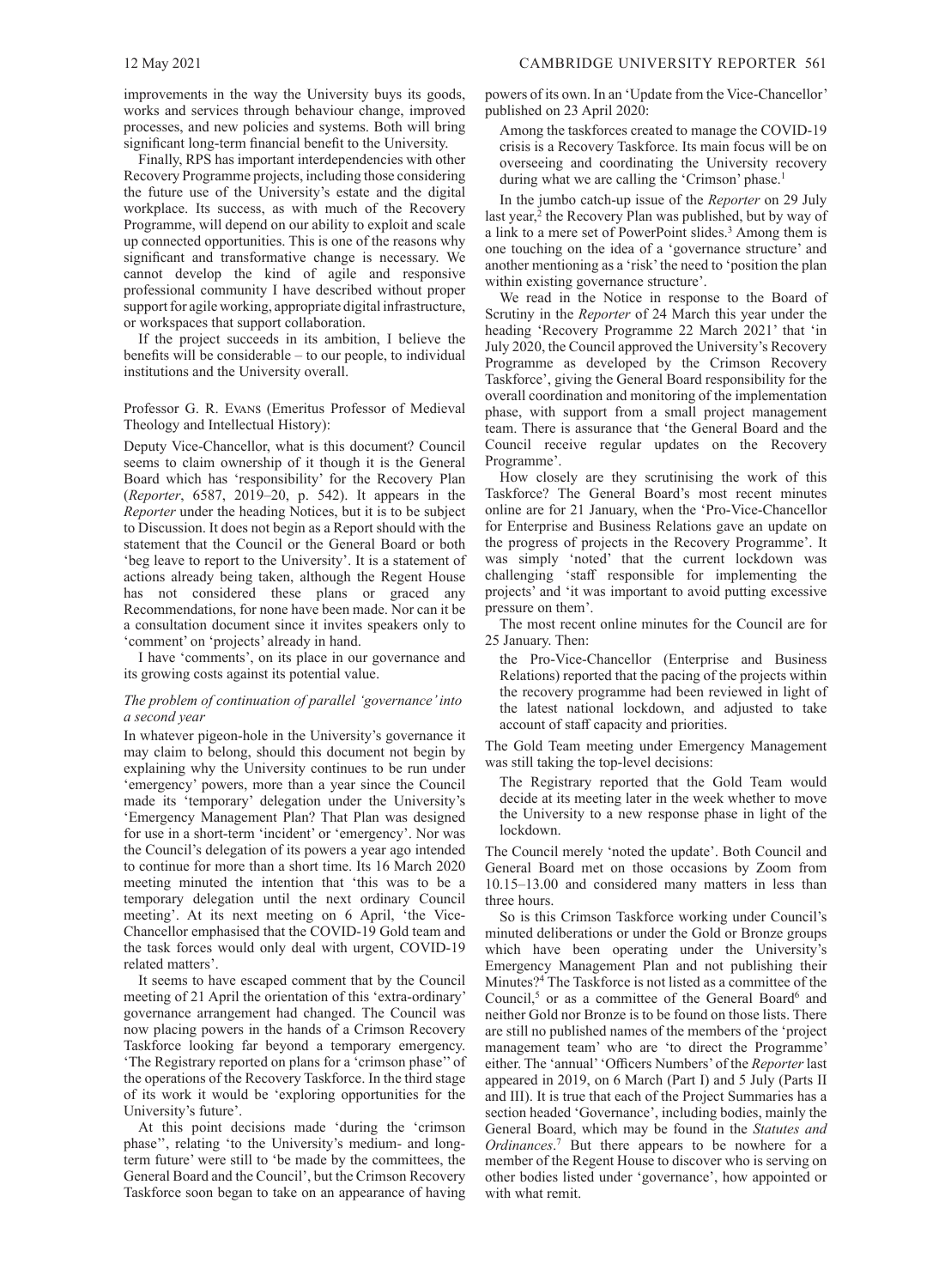improvements in the way the University buys its goods, works and services through behaviour change, improved processes, and new policies and systems. Both will bring significant long-term financial benefit to the University.

Finally, RPS has important interdependencies with other Recovery Programme projects, including those considering the future use of the University's estate and the digital workplace. Its success, as with much of the Recovery Programme, will depend on our ability to exploit and scale up connected opportunities. This is one of the reasons why significant and transformative change is necessary. We cannot develop the kind of agile and responsive professional community I have described without proper support for agile working, appropriate digital infrastructure, or workspaces that support collaboration.

If the project succeeds in its ambition, I believe the benefits will be considerable – to our people, to individual institutions and the University overall.

Professor G. R. Evans (Emeritus Professor of Medieval Theology and Intellectual History):

Deputy Vice-Chancellor, what is this document? Council seems to claim ownership of it though it is the General Board which has 'responsibility' for the Recovery Plan (*Reporter*, 6587, 2019–20, p. 542). It appears in the *Reporter* under the heading Notices, but it is to be subject to Discussion. It does not begin as a Report should with the statement that the Council or the General Board or both 'beg leave to report to the University'. It is a statement of actions already being taken, although the Regent House has not considered these plans or graced any Recommendations, for none have been made. Nor can it be a consultation document since it invites speakers only to 'comment' on 'projects' already in hand.

I have 'comments', on its place in our governance and its growing costs against its potential value.

*The problem of continuation of parallel 'governance' into a second year*

In whatever pigeon-hole in the University's governance it may claim to belong, should this document not begin by explaining why the University continues to be run under 'emergency' powers, more than a year since the Council made its 'temporary' delegation under the University's 'Emergency Management Plan? That Plan was designed for use in a short-term 'incident' or 'emergency'. Nor was the Council's delegation of its powers a year ago intended to continue for more than a short time. Its 16 March 2020 meeting minuted the intention that 'this was to be a temporary delegation until the next ordinary Council meeting'. At its next meeting on 6 April, 'the Vice-Chancellor emphasised that the COVID-19 Gold team and the task forces would only deal with urgent, COVID-19 related matters'.

It seems to have escaped comment that by the Council meeting of 21 April the orientation of this 'extra-ordinary' governance arrangement had changed. The Council was now placing powers in the hands of a Crimson Recovery Taskforce looking far beyond a temporary emergency. 'The Registrary reported on plans for a 'crimson phase'' of the operations of the Recovery Taskforce. In the third stage of its work it would be 'exploring opportunities for the University's future'.

At this point decisions made 'during the 'crimson phase'', relating 'to the University's medium- and long-term future' were still to 'be made by the committees, the General Board and the Council', but the Crimson Recovery Taskforce soon began to take on an appearance of having powers of its own. In an 'Update from the Vice-Chancellor' published on 23 April 2020:

> Among the taskforces created to manage the COVID-19 crisis is a Recovery Taskforce. Its main focus will be on overseeing and coordinating the University recovery during what we are calling the 'Crimson' phase.[1]

In the jumbo catch-up issue of the *Reporter* on 29 July last year,[2] the Recovery Plan was published, but by way of a link to a mere set of PowerPoint slides.[3] Among them is one touching on the idea of a 'governance structure' and another mentioning as a 'risk' the need to 'position the plan within existing governance structure'.

We read in the Notice in response to the Board of Scrutiny in the *Reporter* of 24 March this year under the heading 'Recovery Programme 22 March 2021' that 'in July 2020, the Council approved the University's Recovery Programme as developed by the Crimson Recovery Taskforce', giving the General Board responsibility for the overall coordination and monitoring of the implementation phase, with support from a small project management team. There is assurance that 'the General Board and the Council receive regular updates on the Recovery Programme'.

How closely are they scrutinising the work of this Taskforce? The General Board's most recent minutes online are for 21 January, when the 'Pro-Vice-Chancellor for Enterprise and Business Relations gave an update on the progress of projects in the Recovery Programme'. It was simply 'noted' that the current lockdown was challenging 'staff responsible for implementing the projects' and 'it was important to avoid putting excessive pressure on them'.

The most recent online minutes for the Council are for 25 January. Then:

> the Pro-Vice-Chancellor (Enterprise and Business Relations) reported that the pacing of the projects within the recovery programme had been reviewed in light of the latest national lockdown, and adjusted to take account of staff capacity and priorities.

The Gold Team meeting under Emergency Management was still taking the top-level decisions:

> The Registrary reported that the Gold Team would decide at its meeting later in the week whether to move the University to a new response phase in light of the lockdown.

The Council merely 'noted the update'. Both Council and General Board met on those occasions by Zoom from 10.15–13.00 and considered many matters in less than three hours.

So is this Crimson Taskforce working under Council's minuted deliberations or under the Gold or Bronze groups which have been operating under the University's Emergency Management Plan and not publishing their Minutes?[4] The Taskforce is not listed as a committee of the Council,[5] or as a committee of the General Board[6] and neither Gold nor Bronze is to be found on those lists. There are still no published names of the members of the 'project management team' who are 'to direct the Programme' either. The 'annual' 'Officers Numbers' of the *Reporter* last appeared in 2019, on 6 March (Part I) and 5 July (Parts II and III). It is true that each of the Project Summaries has a section headed 'Governance', including bodies, mainly the General Board, which may be found in the *Statutes and Ordinances*.[7] But there appears to be nowhere for a member of the Regent House to discover who is serving on other bodies listed under 'governance', how appointed or with what remit.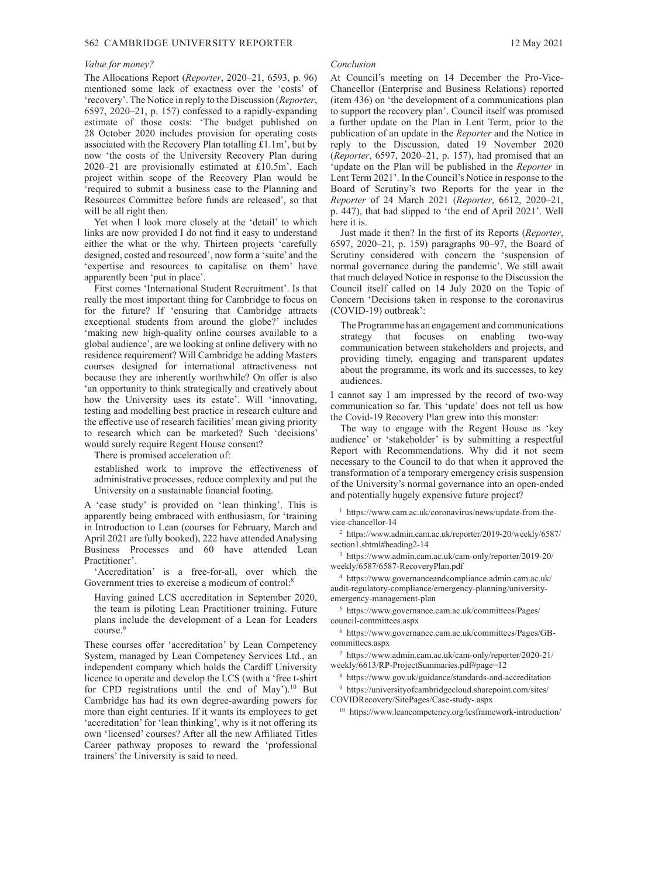*Value for money?*

The Allocations Report (*Reporter*, 2020–21, 6593, p. 96) mentioned some lack of exactness over the 'costs' of 'recovery'. The Notice in reply to the Discussion (*Reporter*, 6597, 2020–21, p. 157) confessed to a rapidly-expanding estimate of those costs: 'The budget published on 28 October 2020 includes provision for operating costs associated with the Recovery Plan totalling £1.1m', but by now 'the costs of the University Recovery Plan during 2020–21 are provisionally estimated at £10.5m'. Each project within scope of the Recovery Plan would be 'required to submit a business case to the Planning and Resources Committee before funds are released', so that will be all right then.

Yet when I look more closely at the 'detail' to which links are now provided I do not find it easy to understand either the what or the why. Thirteen projects 'carefully designed, costed and resourced', now form a 'suite' and the 'expertise and resources to capitalise on them' have apparently been 'put in place'.

First comes 'International Student Recruitment'. Is that really the most important thing for Cambridge to focus on for the future? If 'ensuring that Cambridge attracts exceptional students from around the globe?' includes 'making new high-quality online courses available to a global audience', are we looking at online delivery with no residence requirement? Will Cambridge be adding Masters courses designed for international attractiveness not because they are inherently worthwhile? On offer is also 'an opportunity to think strategically and creatively about how the University uses its estate'. Will 'innovating, testing and modelling best practice in research culture and the effective use of research facilities' mean giving priority to research which can be marketed? Such 'decisions' would surely require Regent House consent?

There is promised acceleration of:

> established work to improve the effectiveness of administrative processes, reduce complexity and put the University on a sustainable financial footing.

A 'case study' is provided on 'lean thinking'. This is apparently being embraced with enthusiasm, for 'training in Introduction to Lean (courses for February, March and April 2021 are fully booked), 222 have attended Analysing Business Processes and 60 have attended Lean Practitioner'.

'Accreditation' is a free-for-all, over which the Government tries to exercise a modicum of control:[8]

> Having gained LCS accreditation in September 2020, the team is piloting Lean Practitioner training. Future plans include the development of a Lean for Leaders course.[9]

These courses offer 'accreditation' by Lean Competency System, managed by Lean Competency Services Ltd., an independent company which holds the Cardiff University licence to operate and develop the LCS (with a 'free t-shirt for CPD registrations until the end of May').[10] But Cambridge has had its own degree-awarding powers for more than eight centuries. If it wants its employees to get 'accreditation' for 'lean thinking', why is it not offering its own 'licensed' courses? After all the new Affiliated Titles Career pathway proposes to reward the 'professional trainers' the University is said to need.

*Conclusion*

At Council's meeting on 14 December the Pro-Vice-Chancellor (Enterprise and Business Relations) reported (item 436) on 'the development of a communications plan to support the recovery plan'. Council itself was promised a further update on the Plan in Lent Term, prior to the publication of an update in the *Reporter* and the Notice in reply to the Discussion, dated 19 November 2020 (*Reporter*, 6597, 2020–21, p. 157), had promised that an 'update on the Plan will be published in the *Reporter* in Lent Term 2021'. In the Council's Notice in response to the Board of Scrutiny's two Reports for the year in the *Reporter* of 24 March 2021 (*Reporter*, 6612, 2020–21, p. 447), that had slipped to 'the end of April 2021'. Well here it is.

Just made it then? In the first of its Reports (*Reporter*, 6597, 2020–21, p. 159) paragraphs 90–97, the Board of Scrutiny considered with concern the 'suspension of normal governance during the pandemic'. We still await that much delayed Notice in response to the Discussion the Council itself called on 14 July 2020 on the Topic of Concern 'Decisions taken in response to the coronavirus (COVID-19) outbreak':

> The Programme has an engagement and communications strategy that focuses on enabling two-way communication between stakeholders and projects, and providing timely, engaging and transparent updates about the programme, its work and its successes, to key audiences.

I cannot say I am impressed by the record of two-way communication so far. This 'update' does not tell us how the Covid-19 Recovery Plan grew into this monster:

The way to engage with the Regent House as 'key audience' or 'stakeholder' is by submitting a respectful Report with Recommendations. Why did it not seem necessary to the Council to do that when it approved the transformation of a temporary emergency crisis suspension of the University's normal governance into an open-ended and potentially hugely expensive future project?

[1] https://www.cam.ac.uk/coronavirus/news/update-from-the-vice-chancellor-14

[2] https://www.admin.cam.ac.uk/reporter/2019-20/weekly/6587/section1.shtml#heading2-14

[3] https://www.admin.cam.ac.uk/cam-only/reporter/2019-20/weekly/6587/6587-RecoveryPlan.pdf

[4] https://www.governanceandcompliance.admin.cam.ac.uk/audit-regulatory-compliance/emergency-planning/university-emergency-management-plan

[5] https://www.governance.cam.ac.uk/committees/Pages/council-committees.aspx

[6] https://www.governance.cam.ac.uk/committees/Pages/GB-committees.aspx

[7] https://www.admin.cam.ac.uk/cam-only/reporter/2020-21/weekly/6613/RP-ProjectSummaries.pdf#page=12

[8] https://www.gov.uk/guidance/standards-and-accreditation

[9] https://universityofcambridgecloud.sharepoint.com/sites/COVIDRecovery/SitePages/Case-study-.aspx

[10] https://www.leancompetency.org/lcsframework-introduction/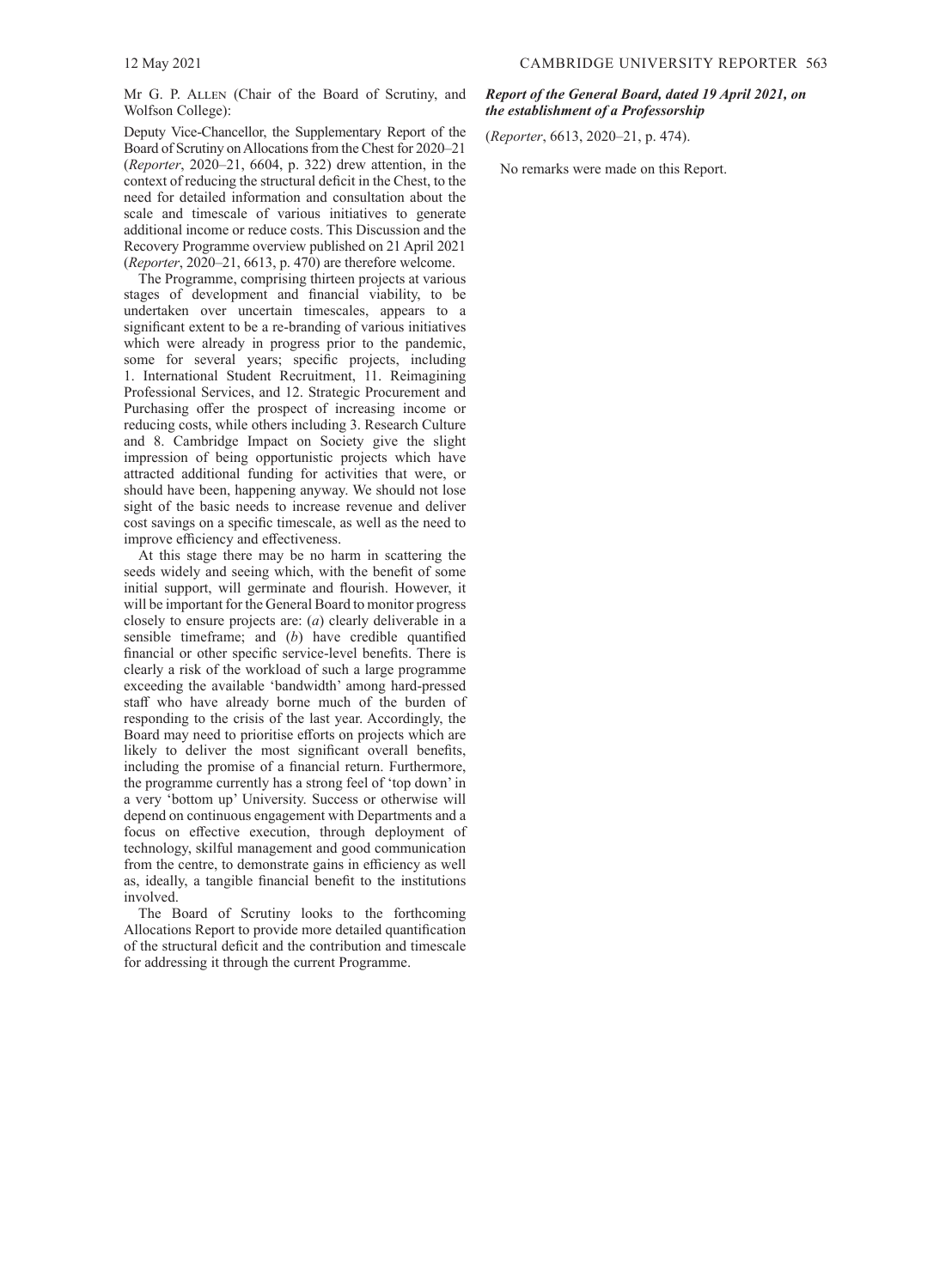Mr G. P. Allen (Chair of the Board of Scrutiny, and Wolfson College):

Deputy Vice-Chancellor, the Supplementary Report of the Board of Scrutiny on Allocations from the Chest for 2020–21 (*Reporter*, 2020–21, 6604, p. 322) drew attention, in the context of reducing the structural deficit in the Chest, to the need for detailed information and consultation about the scale and timescale of various initiatives to generate additional income or reduce costs. This Discussion and the Recovery Programme overview published on 21 April 2021 (*Reporter*, 2020–21, 6613, p. 470) are therefore welcome.

The Programme, comprising thirteen projects at various stages of development and financial viability, to be undertaken over uncertain timescales, appears to a significant extent to be a re-branding of various initiatives which were already in progress prior to the pandemic, some for several years; specific projects, including 1. International Student Recruitment, 11. Reimagining Professional Services, and 12. Strategic Procurement and Purchasing offer the prospect of increasing income or reducing costs, while others including 3. Research Culture and 8. Cambridge Impact on Society give the slight impression of being opportunistic projects which have attracted additional funding for activities that were, or should have been, happening anyway. We should not lose sight of the basic needs to increase revenue and deliver cost savings on a specific timescale, as well as the need to improve efficiency and effectiveness.

At this stage there may be no harm in scattering the seeds widely and seeing which, with the benefit of some initial support, will germinate and flourish. However, it will be important for the General Board to monitor progress closely to ensure projects are: (*a*) clearly deliverable in a sensible timeframe; and (*b*) have credible quantified financial or other specific service-level benefits. There is clearly a risk of the workload of such a large programme exceeding the available 'bandwidth' among hard-pressed staff who have already borne much of the burden of responding to the crisis of the last year. Accordingly, the Board may need to prioritise efforts on projects which are likely to deliver the most significant overall benefits, including the promise of a financial return. Furthermore, the programme currently has a strong feel of 'top down' in a very 'bottom up' University. Success or otherwise will depend on continuous engagement with Departments and a focus on effective execution, through deployment of technology, skilful management and good communication from the centre, to demonstrate gains in efficiency as well as, ideally, a tangible financial benefit to the institutions involved.

The Board of Scrutiny looks to the forthcoming Allocations Report to provide more detailed quantification of the structural deficit and the contribution and timescale for addressing it through the current Programme.

***Report of the General Board, dated 19 April 2021, on the establishment of a Professorship***

(*Reporter*, 6613, 2020–21, p. 474).

No remarks were made on this Report.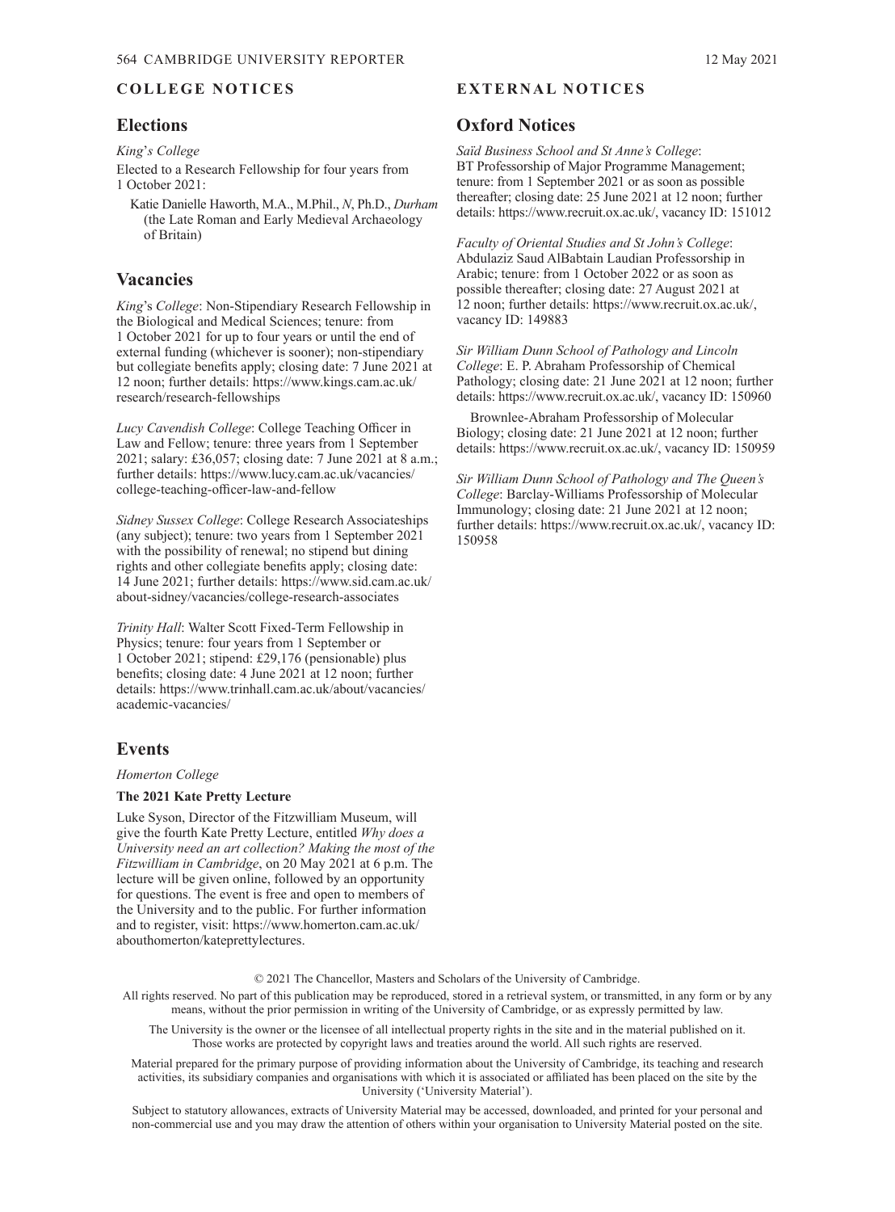## COLLEGE NOTICES

### Elections

*King's College*

Elected to a Research Fellowship for four years from 1 October 2021:

Katie Danielle Haworth, M.A., M.Phil., *N*, Ph.D., *Durham* (the Late Roman and Early Medieval Archaeology of Britain)

### Vacancies

*King's College*: Non-Stipendiary Research Fellowship in the Biological and Medical Sciences; tenure: from 1 October 2021 for up to four years or until the end of external funding (whichever is sooner); non-stipendiary but collegiate benefits apply; closing date: 7 June 2021 at 12 noon; further details: https://www.kings.cam.ac.uk/research/research-fellowships

*Lucy Cavendish College*: College Teaching Officer in Law and Fellow; tenure: three years from 1 September 2021; salary: £36,057; closing date: 7 June 2021 at 8 a.m.; further details: https://www.lucy.cam.ac.uk/vacancies/college-teaching-officer-law-and-fellow

*Sidney Sussex College*: College Research Associateships (any subject); tenure: two years from 1 September 2021 with the possibility of renewal; no stipend but dining rights and other collegiate benefits apply; closing date: 14 June 2021; further details: https://www.sid.cam.ac.uk/about-sidney/vacancies/college-research-associates

*Trinity Hall*: Walter Scott Fixed-Term Fellowship in Physics; tenure: four years from 1 September or 1 October 2021; stipend: £29,176 (pensionable) plus benefits; closing date: 4 June 2021 at 12 noon; further details: https://www.trinhall.cam.ac.uk/about/vacancies/academic-vacancies/

### Events

*Homerton College*

**The 2021 Kate Pretty Lecture**

Luke Syson, Director of the Fitzwilliam Museum, will give the fourth Kate Pretty Lecture, entitled *Why does a University need an art collection? Making the most of the Fitzwilliam in Cambridge*, on 20 May 2021 at 6 p.m. The lecture will be given online, followed by an opportunity for questions. The event is free and open to members of the University and to the public. For further information and to register, visit: https://www.homerton.cam.ac.uk/abouthomerton/kateprettylectures.

## EXTERNAL NOTICES

### Oxford Notices

*Saïd Business School and St Anne's College*: BT Professorship of Major Programme Management; tenure: from 1 September 2021 or as soon as possible thereafter; closing date: 25 June 2021 at 12 noon; further details: https://www.recruit.ox.ac.uk/, vacancy ID: 151012

*Faculty of Oriental Studies and St John's College*: Abdulaziz Saud AlBabtain Laudian Professorship in Arabic; tenure: from 1 October 2022 or as soon as possible thereafter; closing date: 27 August 2021 at 12 noon; further details: https://www.recruit.ox.ac.uk/, vacancy ID: 149883

*Sir William Dunn School of Pathology and Lincoln College*: E. P. Abraham Professorship of Chemical Pathology; closing date: 21 June 2021 at 12 noon; further details: https://www.recruit.ox.ac.uk/, vacancy ID: 150960

Brownlee-Abraham Professorship of Molecular Biology; closing date: 21 June 2021 at 12 noon; further details: https://www.recruit.ox.ac.uk/, vacancy ID: 150959

*Sir William Dunn School of Pathology and The Queen's College*: Barclay-Williams Professorship of Molecular Immunology; closing date: 21 June 2021 at 12 noon; further details: https://www.recruit.ox.ac.uk/, vacancy ID: 150958

© 2021 The Chancellor, Masters and Scholars of the University of Cambridge.

All rights reserved. No part of this publication may be reproduced, stored in a retrieval system, or transmitted, in any form or by any means, without the prior permission in writing of the University of Cambridge, or as expressly permitted by law.

The University is the owner or the licensee of all intellectual property rights in the site and in the material published on it. Those works are protected by copyright laws and treaties around the world. All such rights are reserved.

Material prepared for the primary purpose of providing information about the University of Cambridge, its teaching and research activities, its subsidiary companies and organisations with which it is associated or affiliated has been placed on the site by the University ('University Material').

Subject to statutory allowances, extracts of University Material may be accessed, downloaded, and printed for your personal and non-commercial use and you may draw the attention of others within your organisation to University Material posted on the site.